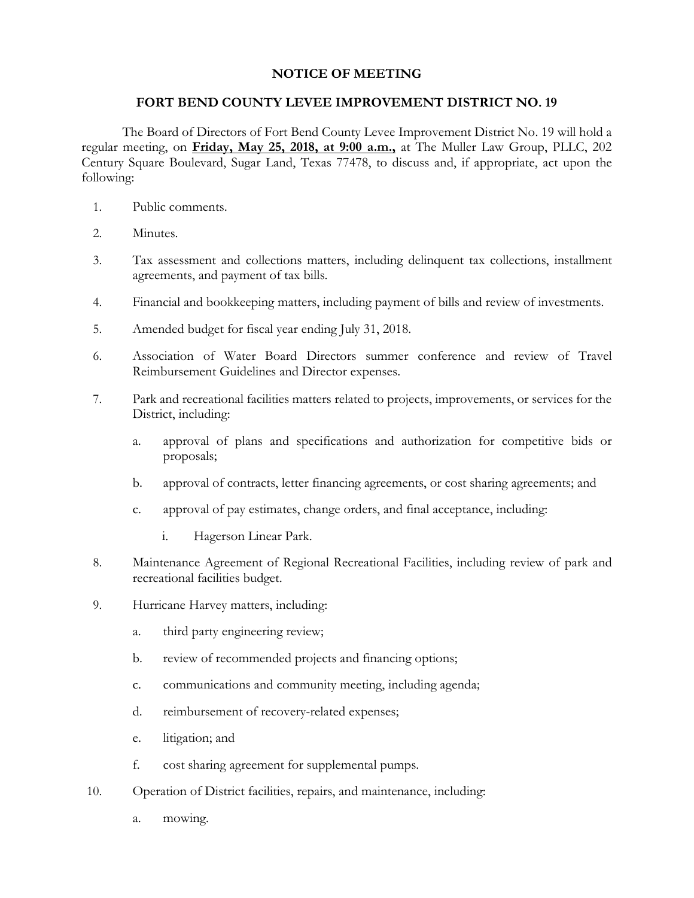# NOTICE OF MEETING

## FORT BEND COUNTY LEVEE IMPROVEMENT DISTRICT NO. 19

The Board of Directors of Fort Bend County Levee Improvement District No. 19 will hold a regular meeting, on **Friday, May 25, 2018, at 9:00 a.m.,** at The Muller Law Group, PLLC, 202 Century Square Boulevard, Sugar Land, Texas 77478, to discuss and, if appropriate, act upon the following:

1. Public comments.
2. Minutes.
3. Tax assessment and collections matters, including delinquent tax collections, installment agreements, and payment of tax bills.
4. Financial and bookkeeping matters, including payment of bills and review of investments.
5. Amended budget for fiscal year ending July 31, 2018.
6. Association of Water Board Directors summer conference and review of Travel Reimbursement Guidelines and Director expenses.
7. Park and recreational facilities matters related to projects, improvements, or services for the District, including:
   a. approval of plans and specifications and authorization for competitive bids or proposals;
   b. approval of contracts, letter financing agreements, or cost sharing agreements; and
   c. approval of pay estimates, change orders, and final acceptance, including:
      i. Hagerson Linear Park.
8. Maintenance Agreement of Regional Recreational Facilities, including review of park and recreational facilities budget.
9. Hurricane Harvey matters, including:
   a. third party engineering review;
   b. review of recommended projects and financing options;
   c. communications and community meeting, including agenda;
   d. reimbursement of recovery-related expenses;
   e. litigation; and
   f. cost sharing agreement for supplemental pumps.
10. Operation of District facilities, repairs, and maintenance, including:
    a. mowing.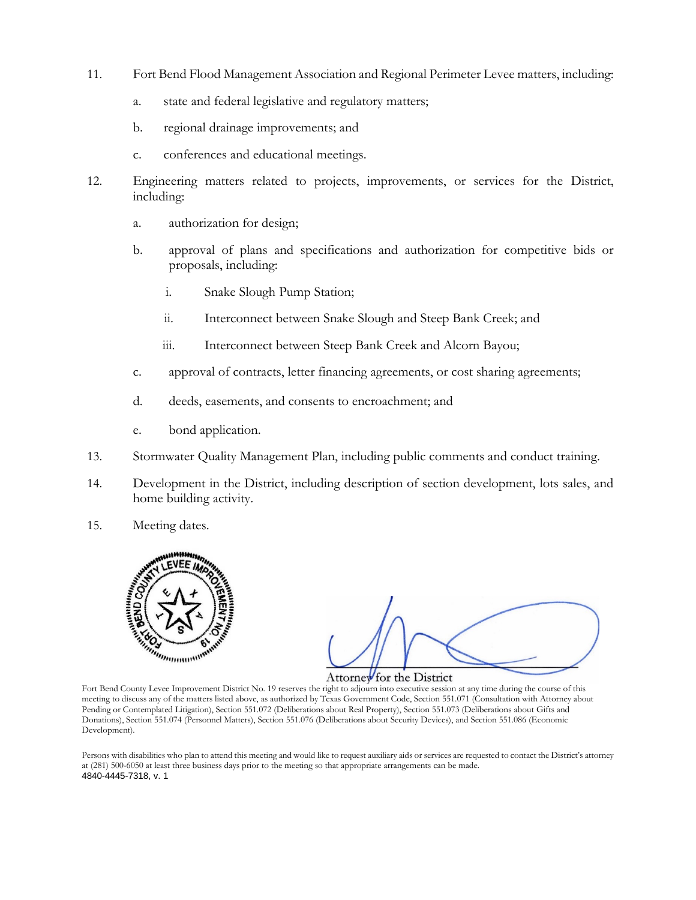11. Fort Bend Flood Management Association and Regional Perimeter Levee matters, including:

    a. state and federal legislative and regulatory matters;

    b. regional drainage improvements; and

    c. conferences and educational meetings.

12. Engineering matters related to projects, improvements, or services for the District, including:

    a. authorization for design;

    b. approval of plans and specifications and authorization for competitive bids or proposals, including:

       i. Snake Slough Pump Station;

       ii. Interconnect between Snake Slough and Steep Bank Creek; and

       iii. Interconnect between Steep Bank Creek and Alcorn Bayou;

    c. approval of contracts, letter financing agreements, or cost sharing agreements;

    d. deeds, easements, and consents to encroachment; and

    e. bond application.

13. Stormwater Quality Management Plan, including public comments and conduct training.

14. Development in the District, including description of section development, lots sales, and home building activity.

15. Meeting dates.

Attorney for the District

Fort Bend County Levee Improvement District No. 19 reserves the right to adjourn into executive session at any time during the course of this meeting to discuss any of the matters listed above, as authorized by Texas Government Code, Section 551.071 (Consultation with Attorney about Pending or Contemplated Litigation), Section 551.072 (Deliberations about Real Property), Section 551.073 (Deliberations about Gifts and Donations), Section 551.074 (Personnel Matters), Section 551.076 (Deliberations about Security Devices), and Section 551.086 (Economic Development).

Persons with disabilities who plan to attend this meeting and would like to request auxiliary aids or services are requested to contact the District's attorney at (281) 500-6050 at least three business days prior to the meeting so that appropriate arrangements can be made.

4840-4445-7318, v. 1